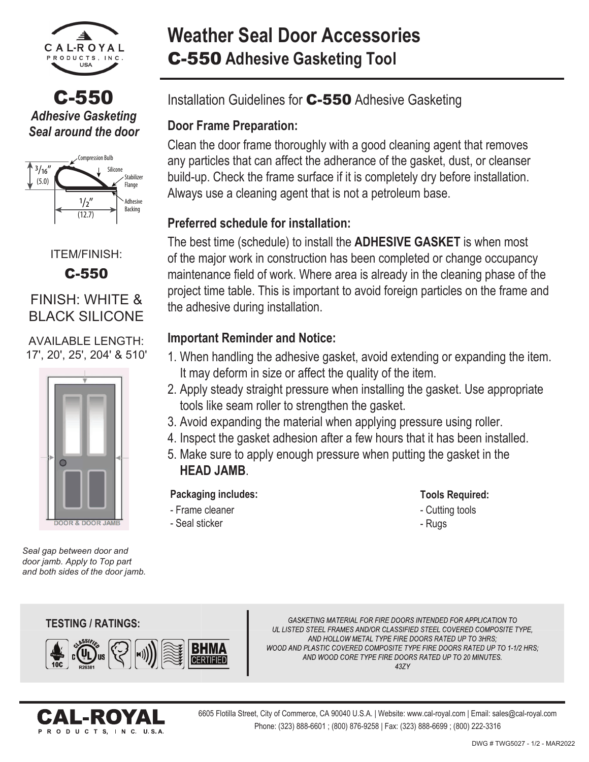# Weather Seal Door Accessories

## C-550 Adhesive Gasketing Tool

**C-550**

***Adhesive Gasketing Seal around the door***

Compression Bulb
Silicone
Stabilizer Flange
Adhesive Backing
3/16" (5.0)
1/2" (12.7)

ITEM/FINISH:

**C-550**

FINISH: WHITE & BLACK SILICONE

AVAILABLE LENGTH: 17', 20', 25', 204' & 510'

DOOR & DOOR JAMB

*Seal gap between door and door jamb. Apply to Top part and both sides of the door jamb.*

## Installation Guidelines for C-550 Adhesive Gasketing

### Door Frame Preparation:

Clean the door frame thoroughly with a good cleaning agent that removes any particles that can affect the adherance of the gasket, dust, or cleanser build-up. Check the frame surface if it is completely dry before installation. Always use a cleaning agent that is not a petroleum base.

### Preferred schedule for installation:

The best time (schedule) to install the **ADHESIVE GASKET** is when most of the major work in construction has been completed or change occupancy maintenance field of work. Where area is already in the cleaning phase of the project time table. This is important to avoid foreign particles on the frame and the adhesive during installation.

### Important Reminder and Notice:

1. When handling the adhesive gasket, avoid extending or expanding the item. It may deform in size or affect the quality of the item.
2. Apply steady straight pressure when installing the gasket. Use appropriate tools like seam roller to strengthen the gasket.
3. Avoid expanding the material when applying pressure using roller.
4. Inspect the gasket adhesion after a few hours that it has been installed.
5. Make sure to apply enough pressure when putting the gasket in the **HEAD JAMB**.

**Packaging includes:**

- Frame cleaner
- Seal sticker

**Tools Required:**

- Cutting tools
- Rugs

**TESTING / RATINGS:**

10C | c UL us CLASSIFIED R26381 | BHMA CERTIFIED

*GASKETING MATERIAL FOR FIRE DOORS INTENDED FOR APPLICATION TO UL LISTED STEEL FRAMES AND/OR CLASSIFIED STEEL COVERED COMPOSITE TYPE, AND HOLLOW METAL TYPE FIRE DOORS RATED UP TO 3HRS; WOOD AND PLASTIC COVERED COMPOSITE TYPE FIRE DOORS RATED UP TO 1-1/2 HRS; AND WOOD CORE TYPE FIRE DOORS RATED UP TO 20 MINUTES. 43ZY*

**CAL-ROYAL PRODUCTS, INC. U.S.A.**

6605 Flotilla Street, City of Commerce, CA 90040 U.S.A. | Website: www.cal-royal.com | Email: sales@cal-royal.com
Phone: (323) 888-6601 ; (800) 876-9258 | Fax: (323) 888-6699 ; (800) 222-3316

DWG # TWG5027 - 1/2 - MAR2022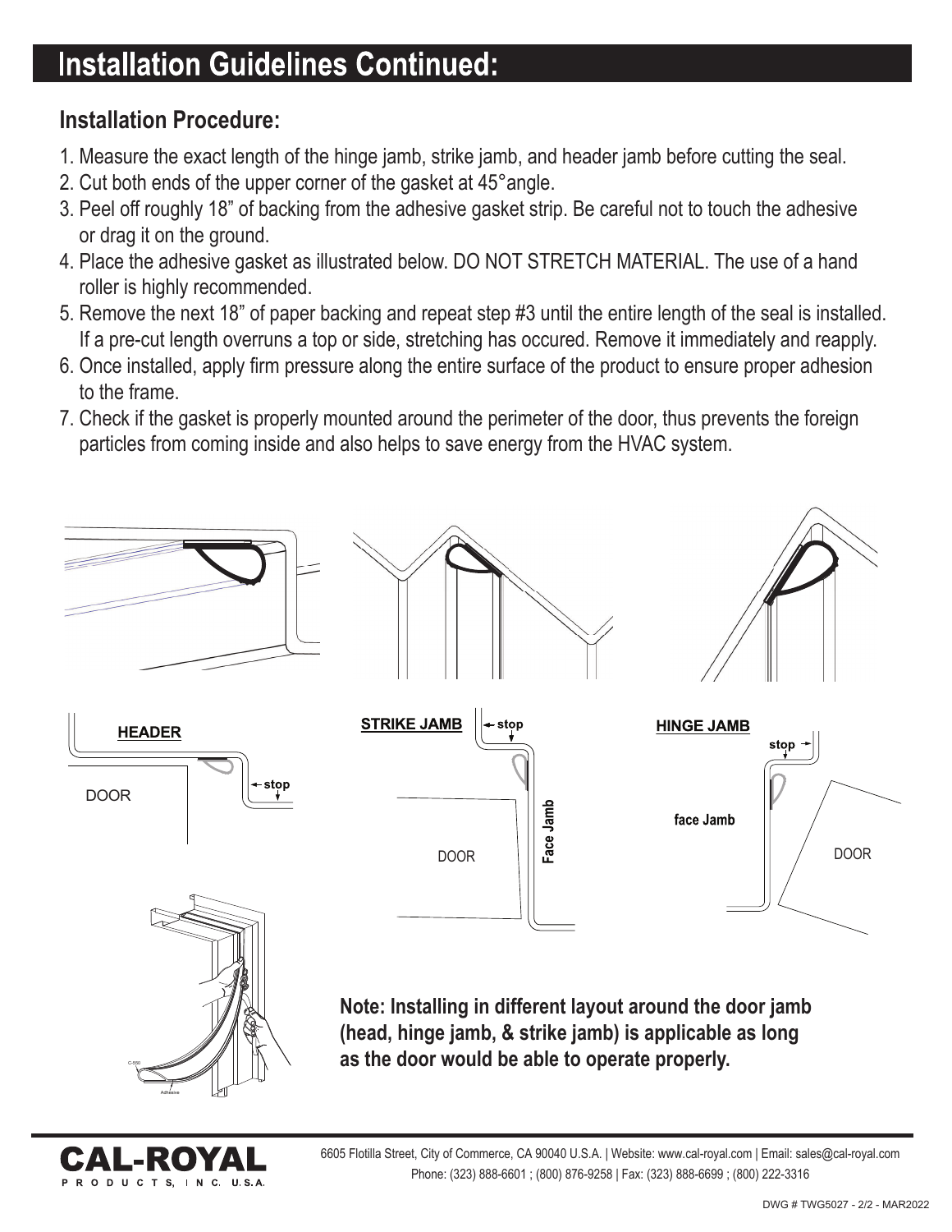# Installation Guidelines Continued:

## Installation Procedure:

1. Measure the exact length of the hinge jamb, strike jamb, and header jamb before cutting the seal.
2. Cut both ends of the upper corner of the gasket at 45°angle.
3. Peel off roughly 18" of backing from the adhesive gasket strip. Be careful not to touch the adhesive or drag it on the ground.
4. Place the adhesive gasket as illustrated below. DO NOT STRETCH MATERIAL. The use of a hand roller is highly recommended.
5. Remove the next 18" of paper backing and repeat step #3 until the entire length of the seal is installed. If a pre-cut length overruns a top or side, stretching has occured. Remove it immediately and reapply.
6. Once installed, apply firm pressure along the entire surface of the product to ensure proper adhesion to the frame.
7. Check if the gasket is properly mounted around the perimeter of the door, thus prevents the foreign particles from coming inside and also helps to save energy from the HVAC system.

HEADER

DOOR

stop

STRIKE JAMB

stop

Face Jamb

DOOR

HINGE JAMB

stop

face Jamb

DOOR

C-550

Adhesive

**Note: Installing in different layout around the door jamb (head, hinge jamb, & strike jamb) is applicable as long as the door would be able to operate properly.**

CAL-ROYAL PRODUCTS, INC. U.S.A.

6605 Flotilla Street, City of Commerce, CA 90040 U.S.A. | Website: www.cal-royal.com | Email: sales@cal-royal.com
Phone: (323) 888-6601 ; (800) 876-9258 | Fax: (323) 888-6699 ; (800) 222-3316

DWG # TWG5027 - 2/2 - MAR2022